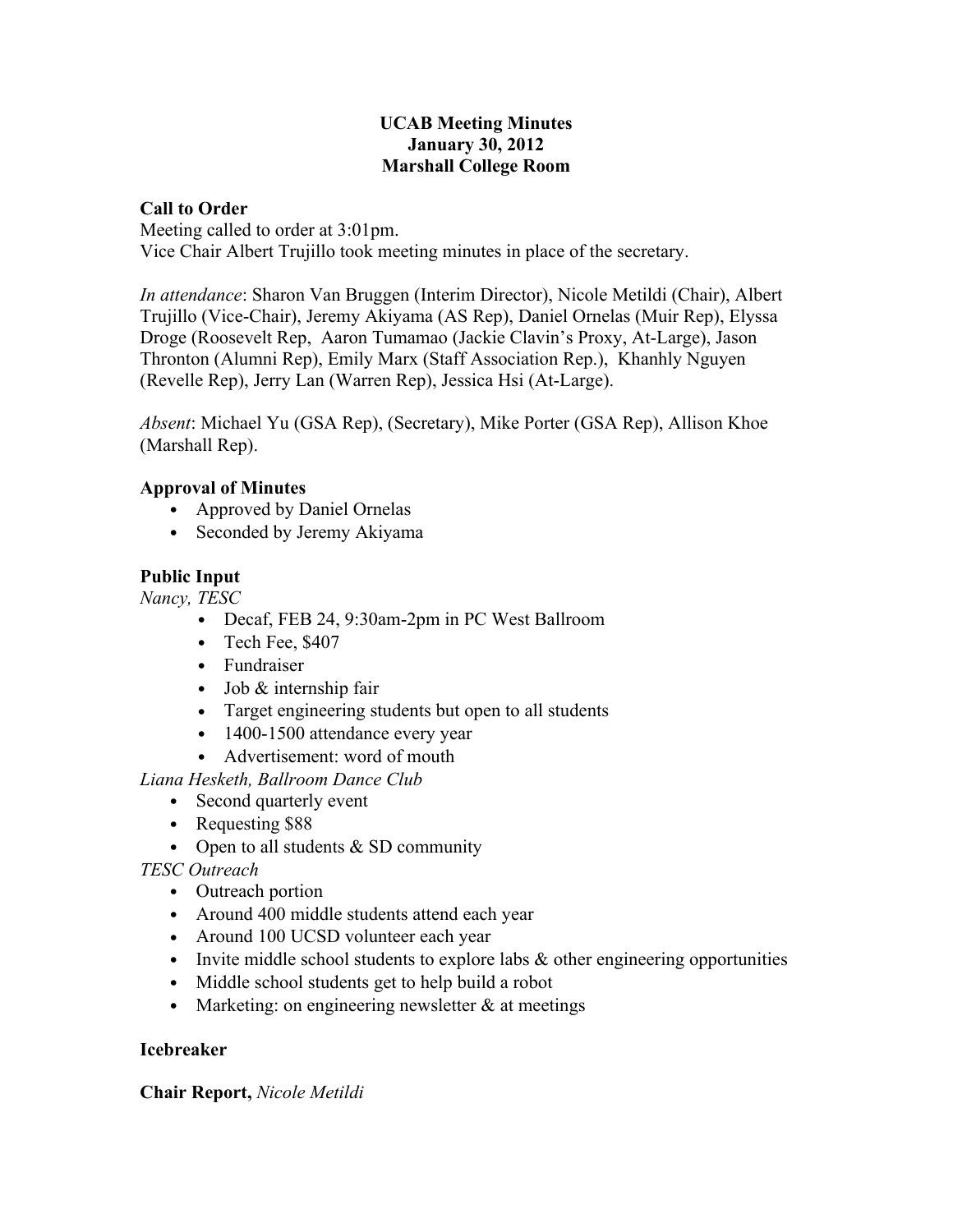**UCAB Meeting Minutes**
**January 30, 2012**
**Marshall College Room**

**Call to Order**

Meeting called to order at 3:01pm.
Vice Chair Albert Trujillo took meeting minutes in place of the secretary.

*In attendance*: Sharon Van Bruggen (Interim Director), Nicole Metildi (Chair), Albert Trujillo (Vice-Chair), Jeremy Akiyama (AS Rep), Daniel Ornelas (Muir Rep), Elyssa Droge (Roosevelt Rep, Aaron Tumamao (Jackie Clavin's Proxy, At-Large), Jason Thronton (Alumni Rep), Emily Marx (Staff Association Rep.), Khanhly Nguyen (Revelle Rep), Jerry Lan (Warren Rep), Jessica Hsi (At-Large).

*Absent*: Michael Yu (GSA Rep), (Secretary), Mike Porter (GSA Rep), Allison Khoe (Marshall Rep).

**Approval of Minutes**

- Approved by Daniel Ornelas
- Seconded by Jeremy Akiyama

**Public Input**

*Nancy, TESC*

- Decaf, FEB 24, 9:30am-2pm in PC West Ballroom
- Tech Fee, $407
- Fundraiser
- Job & internship fair
- Target engineering students but open to all students
- 1400-1500 attendance every year
- Advertisement: word of mouth

*Liana Hesketh, Ballroom Dance Club*

- Second quarterly event
- Requesting $88
- Open to all students & SD community

*TESC Outreach*

- Outreach portion
- Around 400 middle students attend each year
- Around 100 UCSD volunteer each year
- Invite middle school students to explore labs & other engineering opportunities
- Middle school students get to help build a robot
- Marketing: on engineering newsletter & at meetings

**Icebreaker**

**Chair Report,** *Nicole Metildi*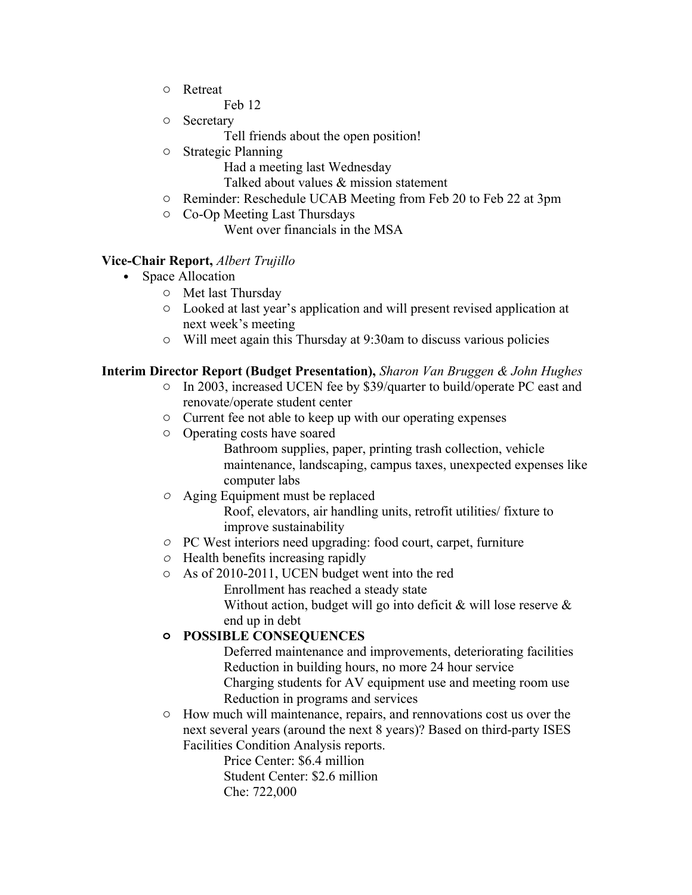- Retreat
  - Feb 12
- Secretary
  - Tell friends about the open position!
- Strategic Planning
  - Had a meeting last Wednesday
  - Talked about values & mission statement
- Reminder: Reschedule UCAB Meeting from Feb 20 to Feb 22 at 3pm
- Co-Op Meeting Last Thursdays
  - Went over financials in the MSA

**Vice-Chair Report,** *Albert Trujillo*

- Space Allocation
  - Met last Thursday
  - Looked at last year's application and will present revised application at next week's meeting
  - Will meet again this Thursday at 9:30am to discuss various policies

**Interim Director Report (Budget Presentation),** *Sharon Van Bruggen & John Hughes*

- In 2003, increased UCEN fee by $39/quarter to build/operate PC east and renovate/operate student center
- Current fee not able to keep up with our operating expenses
- Operating costs have soared
  - Bathroom supplies, paper, printing trash collection, vehicle maintenance, landscaping, campus taxes, unexpected expenses like computer labs
- Aging Equipment must be replaced
  - Roof, elevators, air handling units, retrofit utilities/ fixture to improve sustainability
- PC West interiors need upgrading: food court, carpet, furniture
- Health benefits increasing rapidly
- As of 2010-2011, UCEN budget went into the red
  - Enrollment has reached a steady state
  - Without action, budget will go into deficit & will lose reserve & end up in debt
- **POSSIBLE CONSEQUENCES**
  - Deferred maintenance and improvements, deteriorating facilities
  - Reduction in building hours, no more 24 hour service
  - Charging students for AV equipment use and meeting room use
  - Reduction in programs and services
- How much will maintenance, repairs, and rennovations cost us over the next several years (around the next 8 years)? Based on third-party ISES Facilities Condition Analysis reports.
  - Price Center: $6.4 million
  - Student Center: $2.6 million
  - Che: 722,000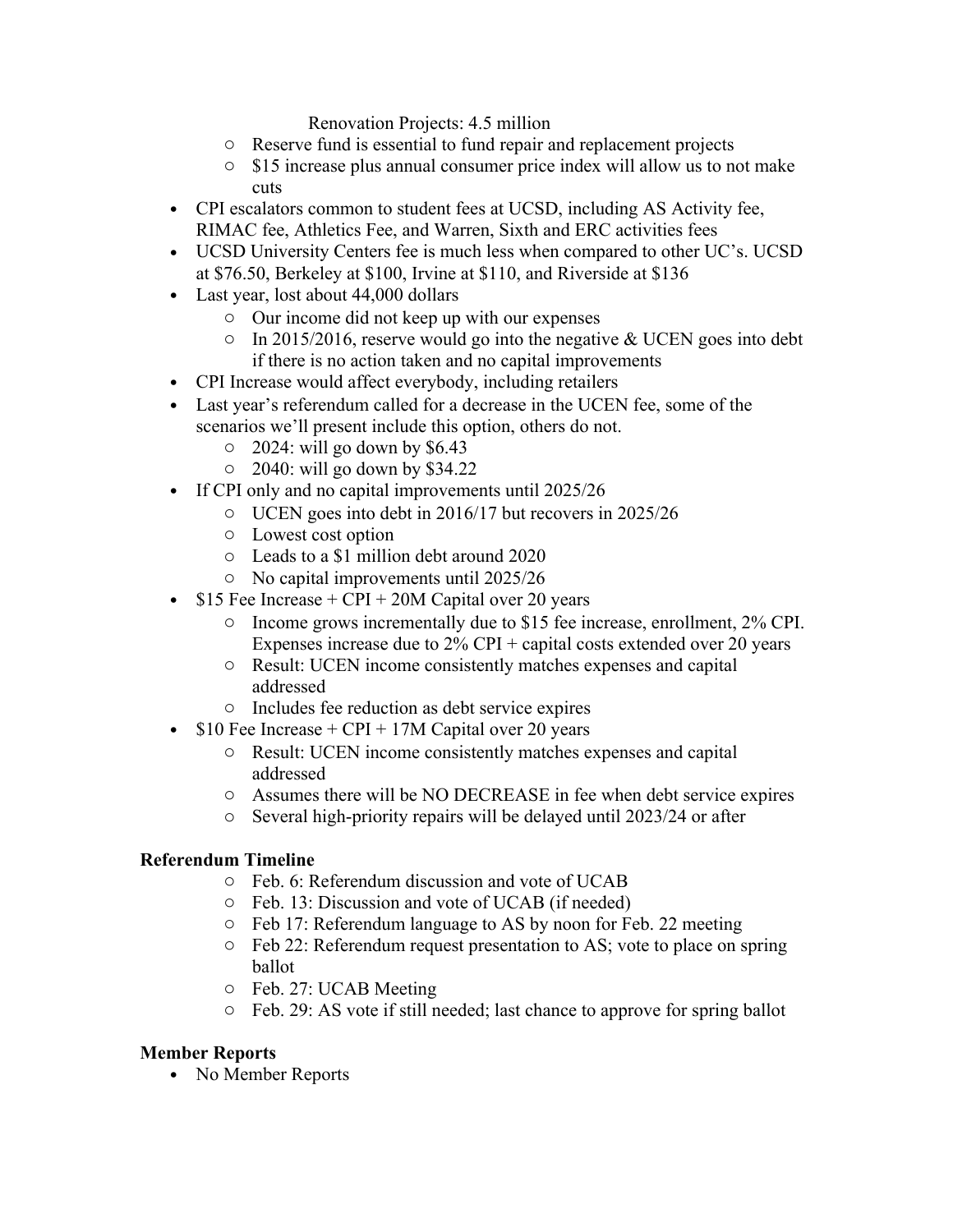Renovation Projects: 4.5 million

- Reserve fund is essential to fund repair and replacement projects
- $15 increase plus annual consumer price index will allow us to not make cuts

- CPI escalators common to student fees at UCSD, including AS Activity fee, RIMAC fee, Athletics Fee, and Warren, Sixth and ERC activities fees
- UCSD University Centers fee is much less when compared to other UC's. UCSD at $76.50, Berkeley at $100, Irvine at $110, and Riverside at $136
- Last year, lost about 44,000 dollars
    - Our income did not keep up with our expenses
    - In 2015/2016, reserve would go into the negative & UCEN goes into debt if there is no action taken and no capital improvements
- CPI Increase would affect everybody, including retailers
- Last year's referendum called for a decrease in the UCEN fee, some of the scenarios we'll present include this option, others do not.
    - 2024: will go down by $6.43
    - 2040: will go down by $34.22
- If CPI only and no capital improvements until 2025/26
    - UCEN goes into debt in 2016/17 but recovers in 2025/26
    - Lowest cost option
    - Leads to a $1 million debt around 2020
    - No capital improvements until 2025/26
- $15 Fee Increase + CPI + 20M Capital over 20 years
    - Income grows incrementally due to $15 fee increase, enrollment, 2% CPI. Expenses increase due to 2% CPI + capital costs extended over 20 years
    - Result: UCEN income consistently matches expenses and capital addressed
    - Includes fee reduction as debt service expires
- $10 Fee Increase + CPI + 17M Capital over 20 years
    - Result: UCEN income consistently matches expenses and capital addressed
    - Assumes there will be NO DECREASE in fee when debt service expires
    - Several high-priority repairs will be delayed until 2023/24 or after

**Referendum Timeline**

- Feb. 6: Referendum discussion and vote of UCAB
- Feb. 13: Discussion and vote of UCAB (if needed)
- Feb 17: Referendum language to AS by noon for Feb. 22 meeting
- Feb 22: Referendum request presentation to AS; vote to place on spring ballot
- Feb. 27: UCAB Meeting
- Feb. 29: AS vote if still needed; last chance to approve for spring ballot

**Member Reports**

- No Member Reports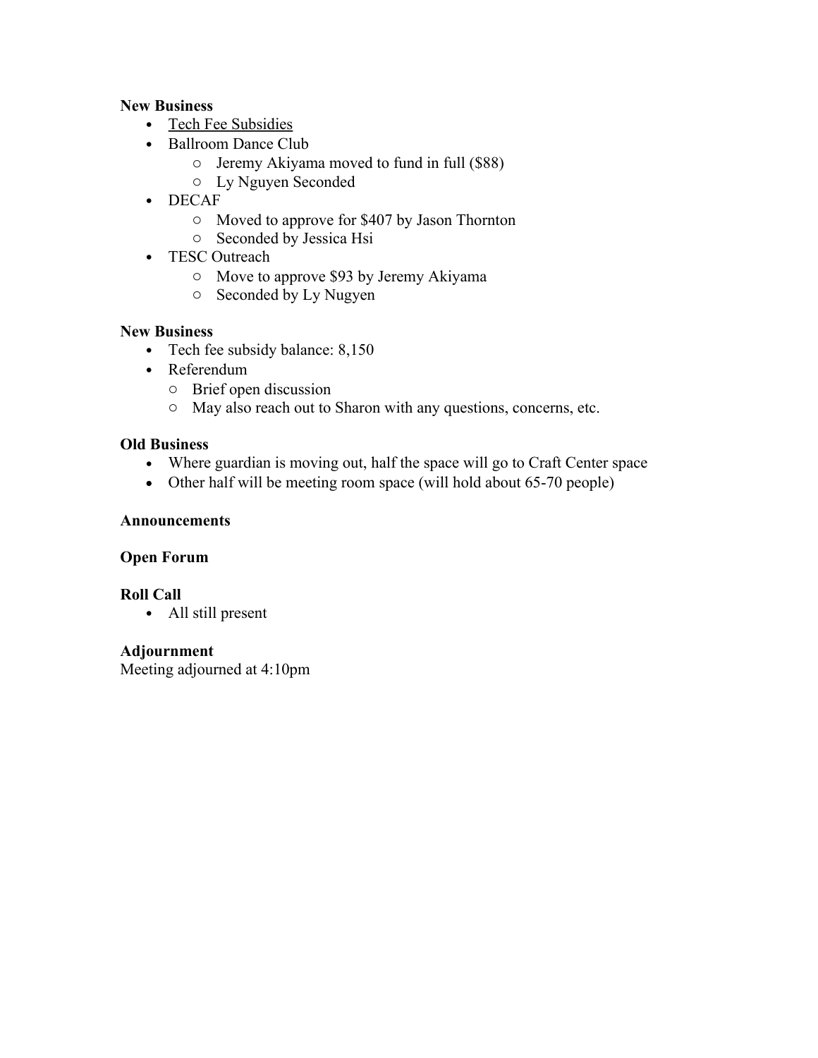**New Business**

- Tech Fee Subsidies
- Ballroom Dance Club
  - Jeremy Akiyama moved to fund in full ($88)
  - Ly Nguyen Seconded
- DECAF
  - Moved to approve for $407 by Jason Thornton
  - Seconded by Jessica Hsi
- TESC Outreach
  - Move to approve $93 by Jeremy Akiyama
  - Seconded by Ly Nugyen

**New Business**

- Tech fee subsidy balance: 8,150
- Referendum
  - Brief open discussion
  - May also reach out to Sharon with any questions, concerns, etc.

**Old Business**

- Where guardian is moving out, half the space will go to Craft Center space
- Other half will be meeting room space (will hold about 65-70 people)

**Announcements**

**Open Forum**

**Roll Call**

- All still present

**Adjournment**

Meeting adjourned at 4:10pm